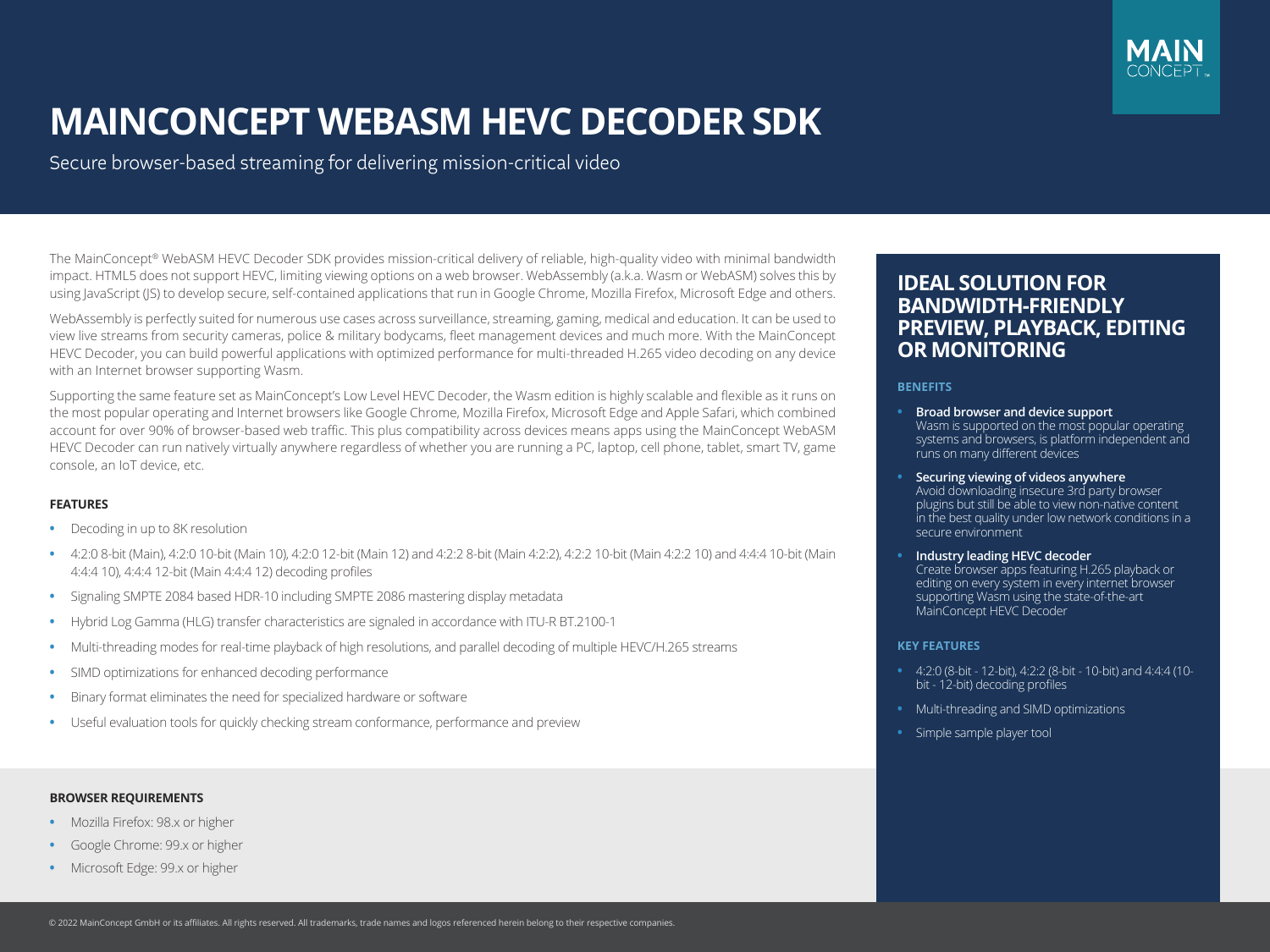# MAINCONCEPT WEBASM HEVC DECODER SDK

Secure browser-based streaming for delivering mission-critical video

The MainConcept® WebASM HEVC Decoder SDK provides mission-critical delivery of reliable, high-quality video with minimal bandwidth impact. HTML5 does not support HEVC, limiting viewing options on a web browser. WebAssembly (a.k.a. Wasm or WebASM) solves this by using JavaScript (JS) to develop secure, self-contained applications that run in Google Chrome, Mozilla Firefox, Microsoft Edge and others.

WebAssembly is perfectly suited for numerous use cases across surveillance, streaming, gaming, medical and education. It can be used to view live streams from security cameras, police & military bodycams, fleet management devices and much more. With the MainConcept HEVC Decoder, you can build powerful applications with optimized performance for multi-threaded H.265 video decoding on any device with an Internet browser supporting Wasm.

Supporting the same feature set as MainConcept's Low Level HEVC Decoder, the Wasm edition is highly scalable and flexible as it runs on the most popular operating and Internet browsers like Google Chrome, Mozilla Firefox, Microsoft Edge and Apple Safari, which combined account for over 90% of browser-based web traffic. This plus compatibility across devices means apps using the MainConcept WebASM HEVC Decoder can run natively virtually anywhere regardless of whether you are running a PC, laptop, cell phone, tablet, smart TV, game console, an IoT device, etc.

#### FEATURES

- Decoding in up to 8K resolution
- 4:2:0 8-bit (Main), 4:2:0 10-bit (Main 10), 4:2:0 12-bit (Main 12) and 4:2:2 8-bit (Main 4:2:2), 4:2:2 10-bit (Main 4:2:2 10) and 4:4:4 10-bit (Main 4:4:4 10), 4:4:4 12-bit (Main 4:4:4 12) decoding profiles
- Signaling SMPTE 2084 based HDR-10 including SMPTE 2086 mastering display metadata
- Hybrid Log Gamma (HLG) transfer characteristics are signaled in accordance with ITU-R BT.2100-1
- Multi-threading modes for real-time playback of high resolutions, and parallel decoding of multiple HEVC/H.265 streams
- SIMD optimizations for enhanced decoding performance
- Binary format eliminates the need for specialized hardware or software
- Useful evaluation tools for quickly checking stream conformance, performance and preview

#### BROWSER REQUIREMENTS

- Mozilla Firefox: 98.x or higher
- Google Chrome: 99.x or higher
- Microsoft Edge: 99.x or higher

## IDEAL SOLUTION FOR BANDWIDTH-FRIENDLY PREVIEW, PLAYBACK, EDITING OR MONITORING

#### BENEFITS

- **Broad browser and device support**
  Wasm is supported on the most popular operating systems and browsers, is platform independent and runs on many different devices
- **Securing viewing of videos anywhere**
  Avoid downloading insecure 3rd party browser plugins but still be able to view non-native content in the best quality under low network conditions in a secure environment
- **Industry leading HEVC decoder**
  Create browser apps featuring H.265 playback or editing on every system in every internet browser supporting Wasm using the state-of-the-art MainConcept HEVC Decoder

#### KEY FEATURES

- 4:2:0 (8-bit - 12-bit), 4:2:2 (8-bit - 10-bit) and 4:4:4 (10-bit - 12-bit) decoding profiles
- Multi-threading and SIMD optimizations
- Simple sample player tool

© 2022 MainConcept GmbH or its affiliates. All rights reserved. All trademarks, trade names and logos referenced herein belong to their respective companies.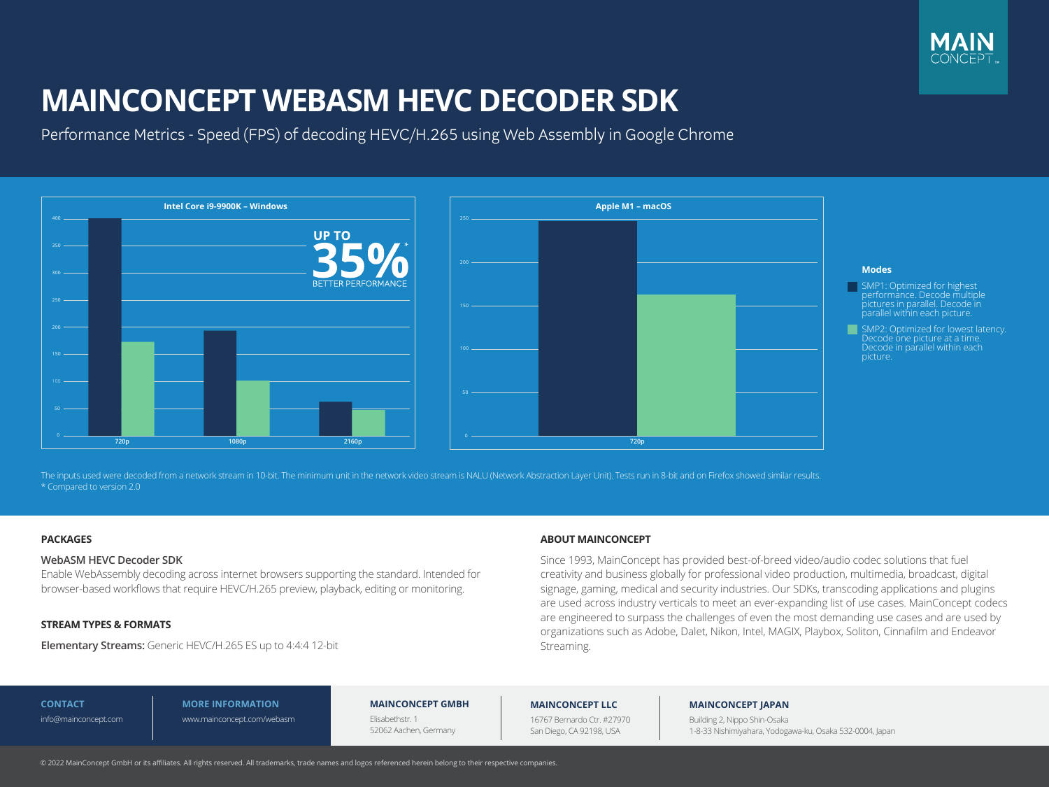# MAINCONCEPT WEBASM HEVC DECODER SDK

Performance Metrics - Speed (FPS) of decoding HEVC/H.265 using Web Assembly in Google Chrome

**Intel Core i9-9900K – Windows**

400
350
300
250
200
150
100
50
0

720p
1080p
2160p

UP TO
35%*
BETTER PERFORMANCE

**Apple M1 – macOS**

250
200
150
100
50
0

720p

**Modes**

- SMP1: Optimized for highest performance. Decode multiple pictures in parallel. Decode in parallel within each picture.
- SMP2: Optimized for lowest latency. Decode one picture at a time. Decode in parallel within each picture.

The inputs used were decoded from a network stream in 10-bit. The minimum unit in the network video stream is NALU (Network Abstraction Layer Unit). Tests run in 8-bit and on Firefox showed similar results.
* Compared to version 2.0

## PACKAGES

**WebASM HEVC Decoder SDK**
Enable WebAssembly decoding across internet browsers supporting the standard. Intended for browser-based workflows that require HEVC/H.265 preview, playback, editing or monitoring.

## STREAM TYPES & FORMATS

**Elementary Streams:** Generic HEVC/H.265 ES up to 4:4:4 12-bit

## ABOUT MAINCONCEPT

Since 1993, MainConcept has provided best-of-breed video/audio codec solutions that fuel creativity and business globally for professional video production, multimedia, broadcast, digital signage, gaming, medical and security industries. Our SDKs, transcoding applications and plugins are used across industry verticals to meet an ever-expanding list of use cases. MainConcept codecs are engineered to surpass the challenges of even the most demanding use cases and are used by organizations such as Adobe, Dalet, Nikon, Intel, MAGIX, Playbox, Soliton, Cinnafilm and Endeavor Streaming.

**CONTACT**
info@mainconcept.com

**MORE INFORMATION**
www.mainconcept.com/webasm

**MAINCONCEPT GMBH**
Elisabethstr. 1
52062 Aachen, Germany

**MAINCONCEPT LLC**
16767 Bernardo Ctr. #27970
San Diego, CA 92198, USA

**MAINCONCEPT JAPAN**
Building 2, Nippo Shin-Osaka
1-8-33 Nishimiyahara, Yodogawa-ku, Osaka 532-0004, Japan

© 2022 MainConcept GmbH or its affiliates. All rights reserved. All trademarks, trade names and logos referenced herein belong to their respective companies.